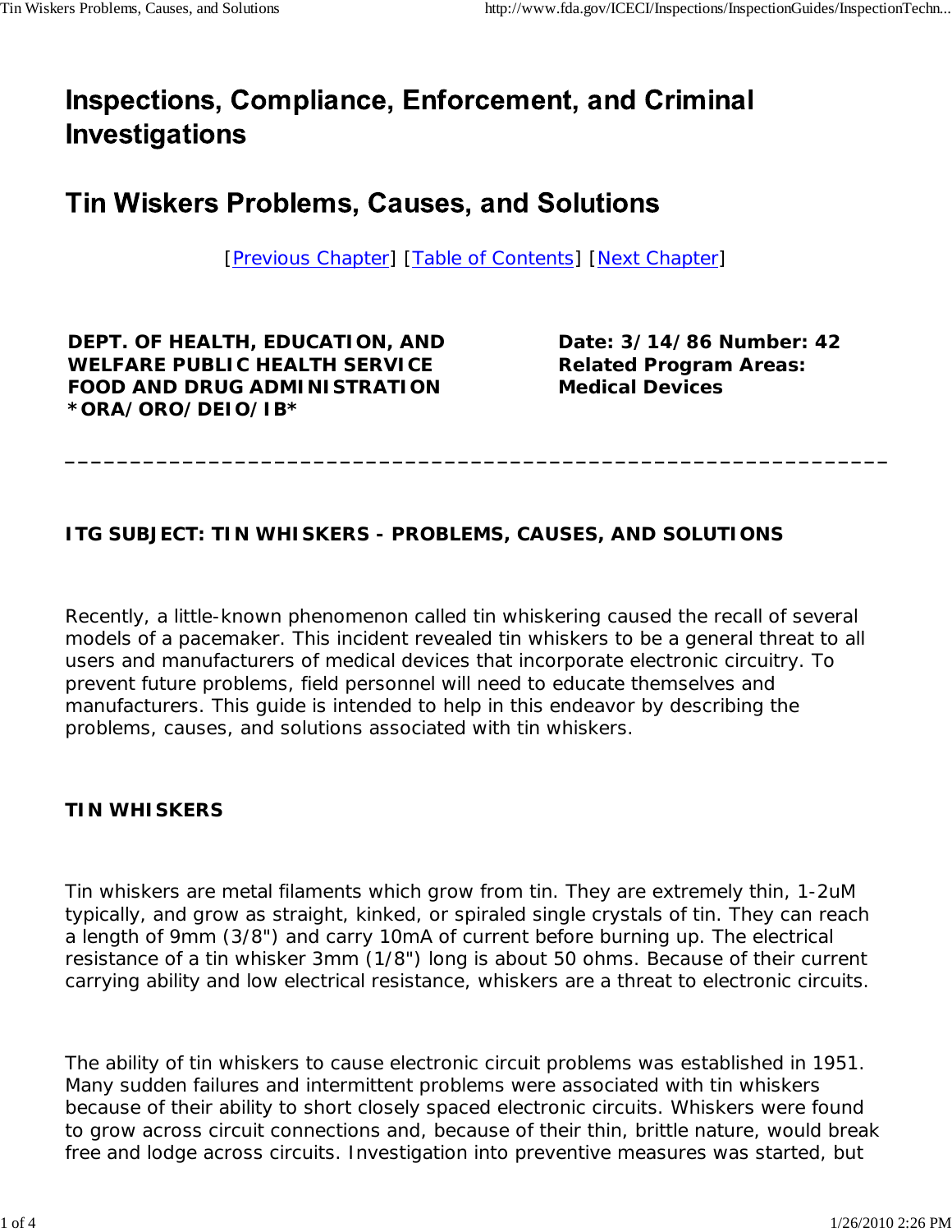# Inspections, Compliance, Enforcement, and Criminal Investigations

# Tin Wiskers Problems, Causes, and Solutions

[Previous Chapter] [Table of Contents] [Next Chapter]

**DEPT. OF HEALTH, EDUCATION, AND WELFARE PUBLIC HEALTH SERVICE FOOD AND DRUG ADMINISTRATION *ORA/ORO/DEIO/IB***

**Date: 3/14/86 Number: 42 Related Program Areas: Medical Devices**

---

**ITG SUBJECT: TIN WHISKERS - PROBLEMS, CAUSES, AND SOLUTIONS**

Recently, a little-known phenomenon called tin whiskering caused the recall of several models of a pacemaker. This incident revealed tin whiskers to be a general threat to all users and manufacturers of medical devices that incorporate electronic circuitry. To prevent future problems, field personnel will need to educate themselves and manufacturers. This guide is intended to help in this endeavor by describing the problems, causes, and solutions associated with tin whiskers.

**TIN WHISKERS**

Tin whiskers are metal filaments which grow from tin. They are extremely thin, 1-2uM typically, and grow as straight, kinked, or spiraled single crystals of tin. They can reach a length of 9mm (3/8") and carry 10mA of current before burning up. The electrical resistance of a tin whisker 3mm (1/8") long is about 50 ohms. Because of their current carrying ability and low electrical resistance, whiskers are a threat to electronic circuits.

The ability of tin whiskers to cause electronic circuit problems was established in 1951. Many sudden failures and intermittent problems were associated with tin whiskers because of their ability to short closely spaced electronic circuits. Whiskers were found to grow across circuit connections and, because of their thin, brittle nature, would break free and lodge across circuits. Investigation into preventive measures was started, but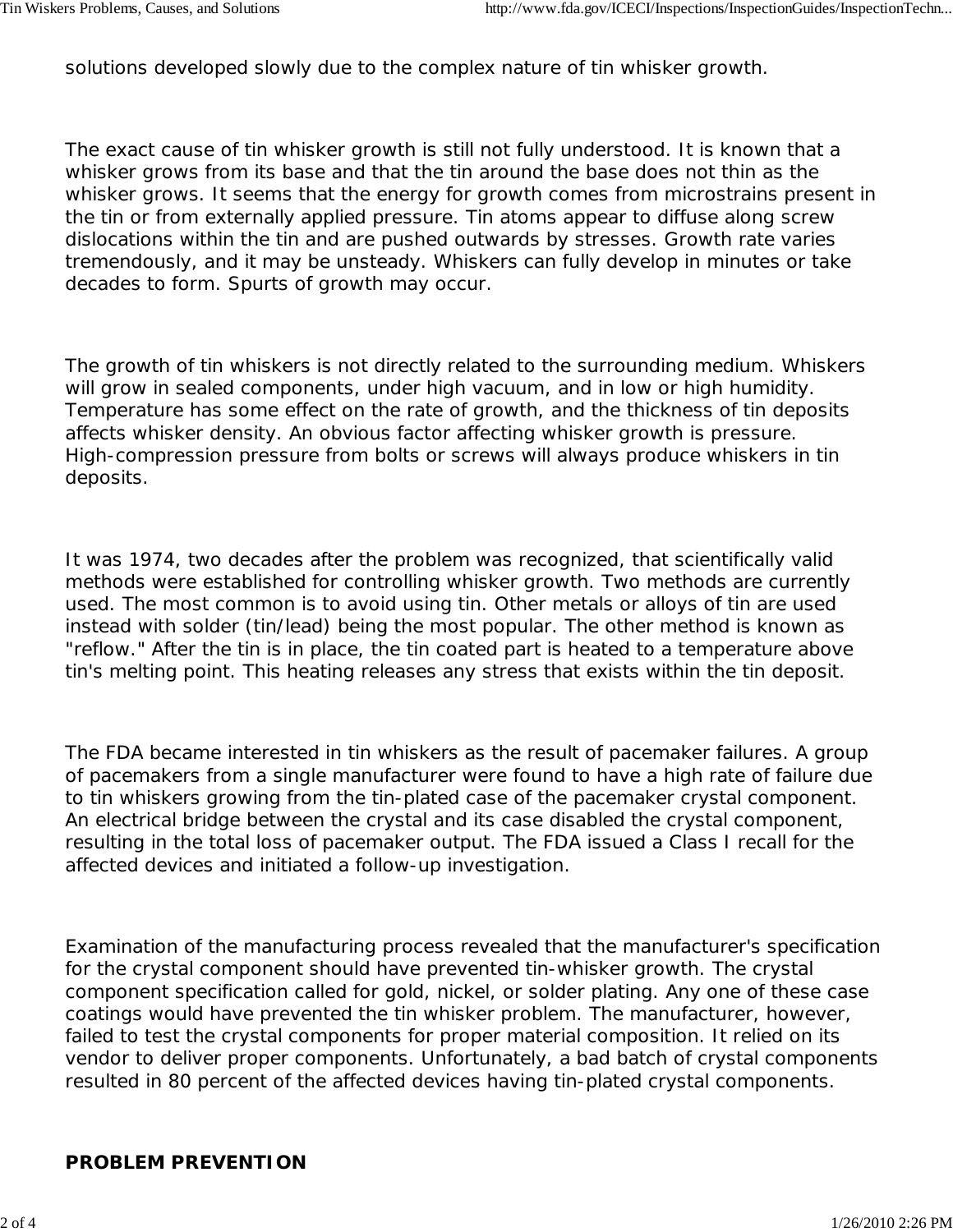solutions developed slowly due to the complex nature of tin whisker growth.

The exact cause of tin whisker growth is still not fully understood. It is known that a whisker grows from its base and that the tin around the base does not thin as the whisker grows. It seems that the energy for growth comes from microstrains present in the tin or from externally applied pressure. Tin atoms appear to diffuse along screw dislocations within the tin and are pushed outwards by stresses. Growth rate varies tremendously, and it may be unsteady. Whiskers can fully develop in minutes or take decades to form. Spurts of growth may occur.

The growth of tin whiskers is not directly related to the surrounding medium. Whiskers will grow in sealed components, under high vacuum, and in low or high humidity. Temperature has some effect on the rate of growth, and the thickness of tin deposits affects whisker density. An obvious factor affecting whisker growth is pressure. High-compression pressure from bolts or screws will always produce whiskers in tin deposits.

It was 1974, two decades after the problem was recognized, that scientifically valid methods were established for controlling whisker growth. Two methods are currently used. The most common is to avoid using tin. Other metals or alloys of tin are used instead with solder (tin/lead) being the most popular. The other method is known as "reflow." After the tin is in place, the tin coated part is heated to a temperature above tin's melting point. This heating releases any stress that exists within the tin deposit.

The FDA became interested in tin whiskers as the result of pacemaker failures. A group of pacemakers from a single manufacturer were found to have a high rate of failure due to tin whiskers growing from the tin-plated case of the pacemaker crystal component. An electrical bridge between the crystal and its case disabled the crystal component, resulting in the total loss of pacemaker output. The FDA issued a Class I recall for the affected devices and initiated a follow-up investigation.

Examination of the manufacturing process revealed that the manufacturer's specification for the crystal component should have prevented tin-whisker growth. The crystal component specification called for gold, nickel, or solder plating. Any one of these case coatings would have prevented the tin whisker problem. The manufacturer, however, failed to test the crystal components for proper material composition. It relied on its vendor to deliver proper components. Unfortunately, a bad batch of crystal components resulted in 80 percent of the affected devices having tin-plated crystal components.

**PROBLEM PREVENTION**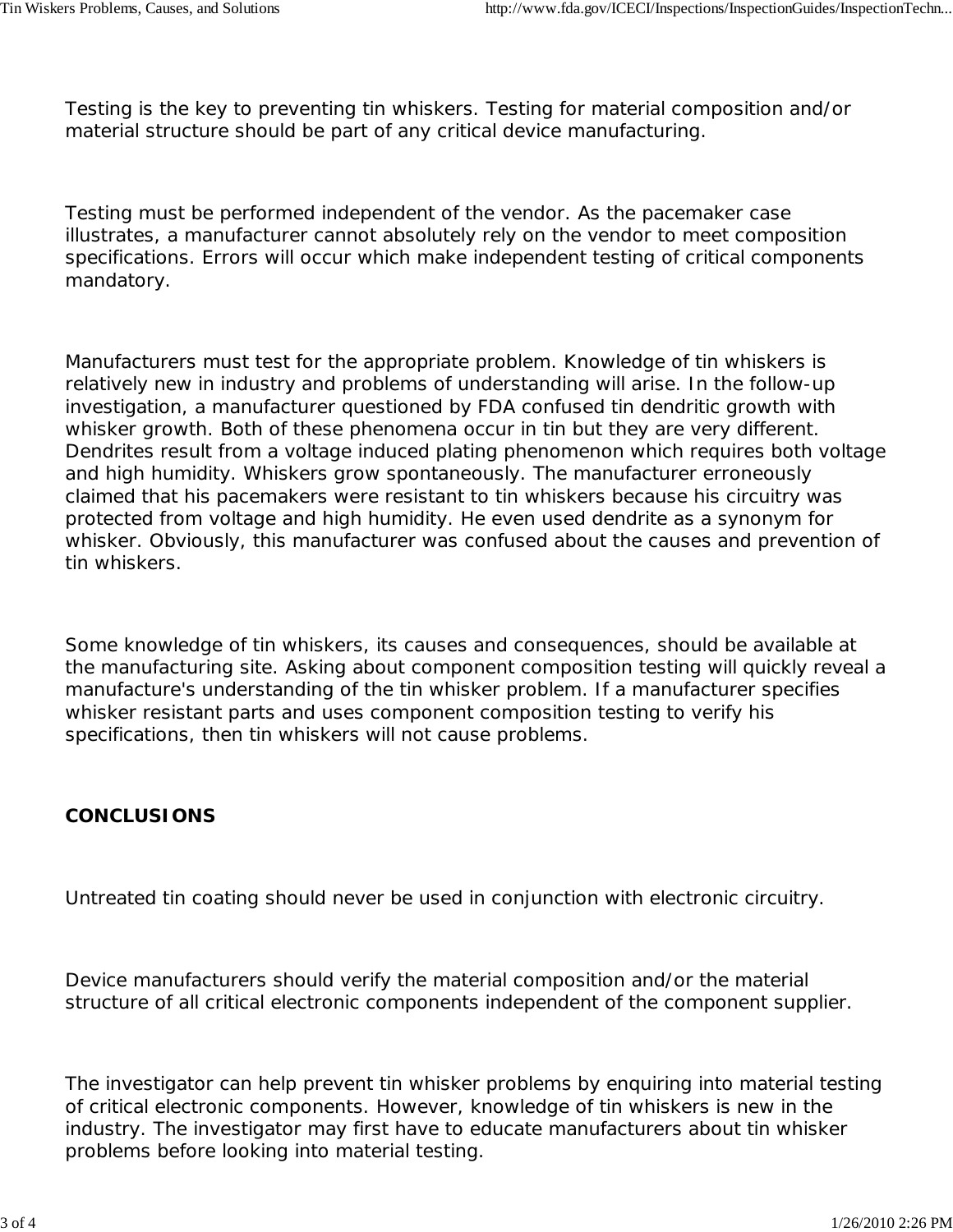Testing is the key to preventing tin whiskers. Testing for material composition and/or material structure should be part of any critical device manufacturing.

Testing must be performed independent of the vendor. As the pacemaker case illustrates, a manufacturer cannot absolutely rely on the vendor to meet composition specifications. Errors will occur which make independent testing of critical components mandatory.

Manufacturers must test for the appropriate problem. Knowledge of tin whiskers is relatively new in industry and problems of understanding will arise. In the follow-up investigation, a manufacturer questioned by FDA confused tin dendritic growth with whisker growth. Both of these phenomena occur in tin but they are very different. Dendrites result from a voltage induced plating phenomenon which requires both voltage and high humidity. Whiskers grow spontaneously. The manufacturer erroneously claimed that his pacemakers were resistant to tin whiskers because his circuitry was protected from voltage and high humidity. He even used dendrite as a synonym for whisker. Obviously, this manufacturer was confused about the causes and prevention of tin whiskers.

Some knowledge of tin whiskers, its causes and consequences, should be available at the manufacturing site. Asking about component composition testing will quickly reveal a manufacture's understanding of the tin whisker problem. If a manufacturer specifies whisker resistant parts and uses component composition testing to verify his specifications, then tin whiskers will not cause problems.

**CONCLUSIONS**

Untreated tin coating should never be used in conjunction with electronic circuitry.

Device manufacturers should verify the material composition and/or the material structure of all critical electronic components independent of the component supplier.

The investigator can help prevent tin whisker problems by enquiring into material testing of critical electronic components. However, knowledge of tin whiskers is new in the industry. The investigator may first have to educate manufacturers about tin whisker problems before looking into material testing.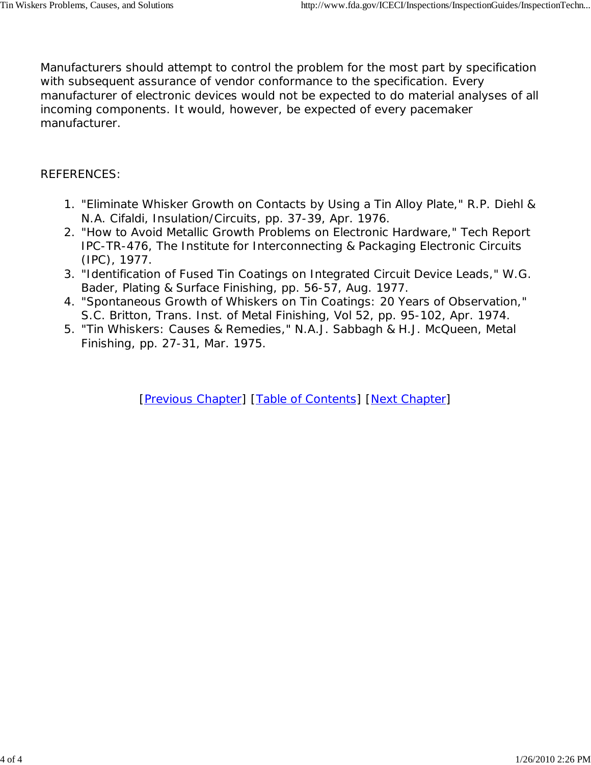Manufacturers should attempt to control the problem for the most part by specification with subsequent assurance of vendor conformance to the specification. Every manufacturer of electronic devices would not be expected to do material analyses of all incoming components. It would, however, be expected of every pacemaker manufacturer.

REFERENCES:

1. "Eliminate Whisker Growth on Contacts by Using a Tin Alloy Plate," R.P. Diehl & N.A. Cifaldi, Insulation/Circuits, pp. 37-39, Apr. 1976.
2. "How to Avoid Metallic Growth Problems on Electronic Hardware," Tech Report IPC-TR-476, The Institute for Interconnecting & Packaging Electronic Circuits (IPC), 1977.
3. "Identification of Fused Tin Coatings on Integrated Circuit Device Leads," W.G. Bader, Plating & Surface Finishing, pp. 56-57, Aug. 1977.
4. "Spontaneous Growth of Whiskers on Tin Coatings: 20 Years of Observation," S.C. Britton, Trans. Inst. of Metal Finishing, Vol 52, pp. 95-102, Apr. 1974.
5. "Tin Whiskers: Causes & Remedies," N.A.J. Sabbagh & H.J. McQueen, Metal Finishing, pp. 27-31, Mar. 1975.

[Previous Chapter] [Table of Contents] [Next Chapter]